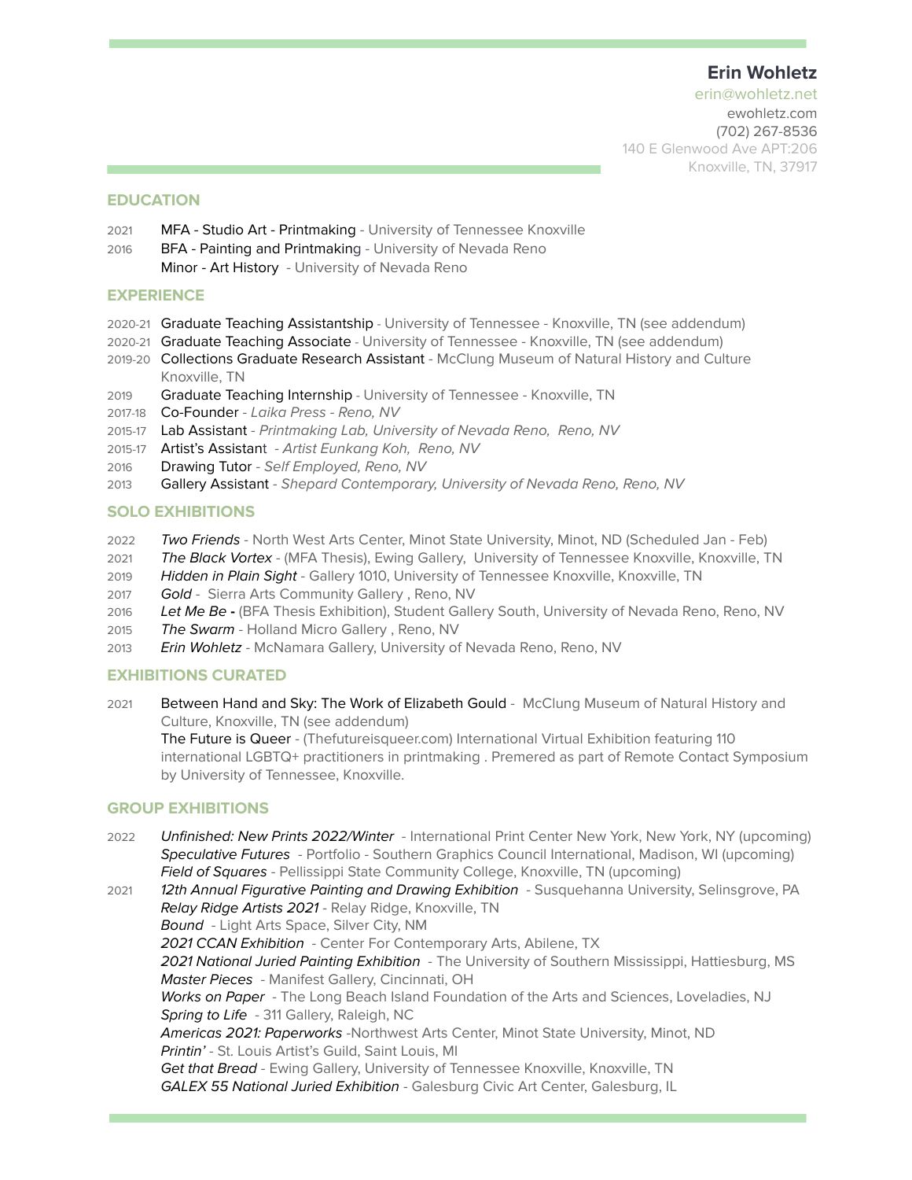# Erin Wohletz

erin@wohletz.net
ewohletz.com
(702) 267-8536
140 E Glenwood Ave APT:206
Knoxville, TN, 37917

## EDUCATION

2021 MFA - Studio Art - Printmaking - University of Tennessee Knoxville
2016 BFA - Painting and Printmaking - University of Nevada Reno
Minor - Art History - University of Nevada Reno

## EXPERIENCE

2020-21 Graduate Teaching Assistantship - University of Tennessee - Knoxville, TN (see addendum)
2020-21 Graduate Teaching Associate - University of Tennessee - Knoxville, TN (see addendum)
2019-20 Collections Graduate Research Assistant - McClung Museum of Natural History and Culture Knoxville, TN
2019 Graduate Teaching Internship - University of Tennessee - Knoxville, TN
2017-18 Co-Founder - *Laika Press - Reno, NV*
2015-17 Lab Assistant - *Printmaking Lab, University of Nevada Reno, Reno, NV*
2015-17 Artist's Assistant - *Artist Eunkang Koh, Reno, NV*
2016 Drawing Tutor - *Self Employed, Reno, NV*
2013 Gallery Assistant - *Shepard Contemporary, University of Nevada Reno, Reno, NV*

## SOLO EXHIBITIONS

2022 *Two Friends* - North West Arts Center, Minot State University, Minot, ND (Scheduled Jan - Feb)
2021 *The Black Vortex* - (MFA Thesis), Ewing Gallery, University of Tennessee Knoxville, Knoxville, TN
2019 *Hidden in Plain Sight* - Gallery 1010, University of Tennessee Knoxville, Knoxville, TN
2017 *Gold* - Sierra Arts Community Gallery , Reno, NV
2016 *Let Me Be* **-** (BFA Thesis Exhibition), Student Gallery South, University of Nevada Reno, Reno, NV
2015 *The Swarm* - Holland Micro Gallery , Reno, NV
2013 *Erin Wohletz* - McNamara Gallery, University of Nevada Reno, Reno, NV

## EXHIBITIONS CURATED

2021 Between Hand and Sky: The Work of Elizabeth Gould - McClung Museum of Natural History and Culture, Knoxville, TN (see addendum)
The Future is Queer - (Thefutureisqueer.com) International Virtual Exhibition featuring 110 international LGBTQ+ practitioners in printmaking . Premered as part of Remote Contact Symposium by University of Tennessee, Knoxville.

## GROUP EXHIBITIONS

2022 *Unfinished: New Prints 2022/Winter* - International Print Center New York, New York, NY (upcoming)
*Speculative Futures* - Portfolio - Southern Graphics Council International, Madison, WI (upcoming)
*Field of Squares* - Pellissippi State Community College, Knoxville, TN (upcoming)
2021 *12th Annual Figurative Painting and Drawing Exhibition* - Susquehanna University, Selinsgrove, PA
*Relay Ridge Artists 2021* - Relay Ridge, Knoxville, TN
*Bound* - Light Arts Space, Silver City, NM
*2021 CCAN Exhibition* - Center For Contemporary Arts, Abilene, TX
*2021 National Juried Painting Exhibition* - The University of Southern Mississippi, Hattiesburg, MS
*Master Pieces* - Manifest Gallery, Cincinnati, OH
*Works on Paper* - The Long Beach Island Foundation of the Arts and Sciences, Loveladies, NJ
*Spring to Life* - 311 Gallery, Raleigh, NC
*Americas 2021: Paperworks* -Northwest Arts Center, Minot State University, Minot, ND
*Printin'* - St. Louis Artist's Guild, Saint Louis, MI
*Get that Bread* - Ewing Gallery, University of Tennessee Knoxville, Knoxville, TN
*GALEX 55 National Juried Exhibition* - Galesburg Civic Art Center, Galesburg, IL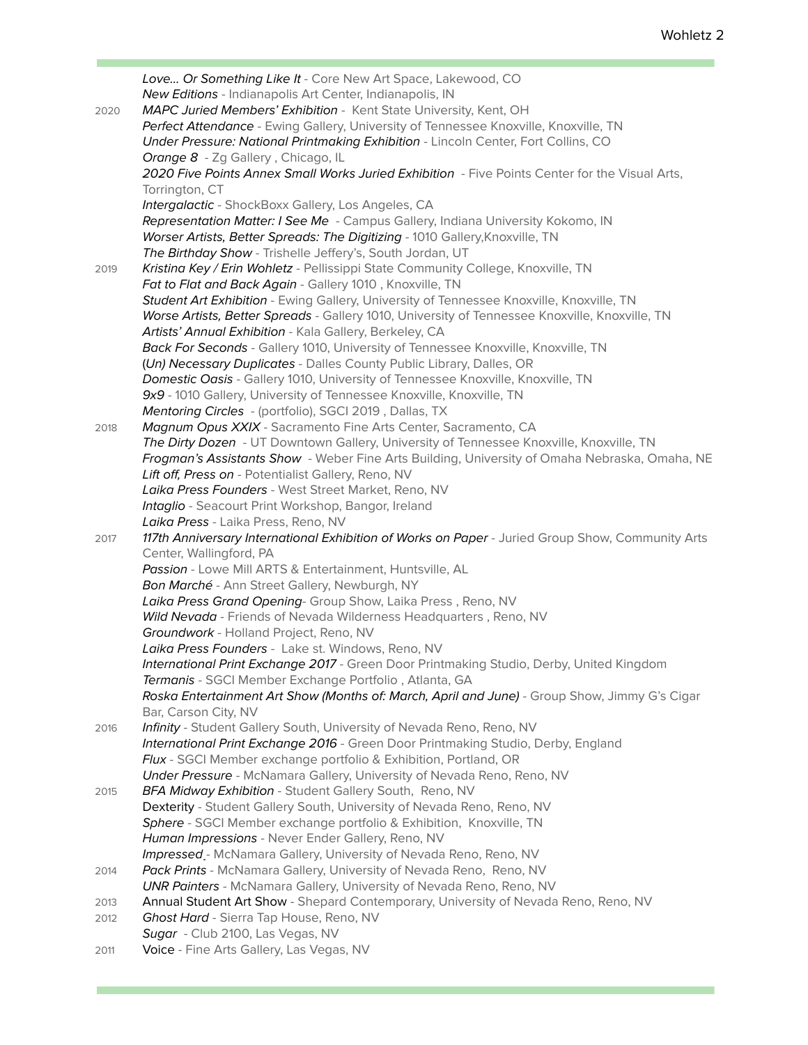*Love… Or Something Like It* - Core New Art Space, Lakewood, CO
*New Editions* - Indianapolis Art Center, Indianapolis, IN

2020 *MAPC Juried Members' Exhibition* - Kent State University, Kent, OH
*Perfect Attendance* - Ewing Gallery, University of Tennessee Knoxville, Knoxville, TN
*Under Pressure: National Printmaking Exhibition* - Lincoln Center, Fort Collins, CO
*Orange 8* - Zg Gallery , Chicago, IL
*2020 Five Points Annex Small Works Juried Exhibition* - Five Points Center for the Visual Arts, Torrington, CT
*Intergalactic* - ShockBoxx Gallery, Los Angeles, CA
*Representation Matter: I See Me* - Campus Gallery, Indiana University Kokomo, IN
*Worser Artists, Better Spreads: The Digitizing* - 1010 Gallery,Knoxville, TN
*The Birthday Show* - Trishelle Jeffery's, South Jordan, UT

2019 *Kristina Key / Erin Wohletz* - Pellissippi State Community College, Knoxville, TN
*Fat to Flat and Back Again* - Gallery 1010 , Knoxville, TN
*Student Art Exhibition* - Ewing Gallery, University of Tennessee Knoxville, Knoxville, TN
*Worse Artists, Better Spreads* - Gallery 1010, University of Tennessee Knoxville, Knoxville, TN
*Artists' Annual Exhibition* - Kala Gallery, Berkeley, CA
*Back For Seconds* - Gallery 1010, University of Tennessee Knoxville, Knoxville, TN
(*Un) Necessary Duplicates* - Dalles County Public Library, Dalles, OR
*Domestic Oasis* - Gallery 1010, University of Tennessee Knoxville, Knoxville, TN
*9x9* - 1010 Gallery, University of Tennessee Knoxville, Knoxville, TN
*Mentoring Circles* - (portfolio), SGCI 2019 , Dallas, TX

2018 *Magnum Opus XXIX* - Sacramento Fine Arts Center, Sacramento, CA
*The Dirty Dozen* - UT Downtown Gallery, University of Tennessee Knoxville, Knoxville, TN
*Frogman's Assistants Show* - Weber Fine Arts Building, University of Omaha Nebraska, Omaha, NE
*Lift off, Press on* - Potentialist Gallery, Reno, NV
*Laika Press Founders* - West Street Market, Reno, NV
*Intaglio* - Seacourt Print Workshop, Bangor, Ireland
*Laika Press* - Laika Press, Reno, NV

2017 *117th Anniversary International Exhibition of Works on Paper* - Juried Group Show, Community Arts Center, Wallingford, PA
*Passion* - Lowe Mill ARTS & Entertainment, Huntsville, AL
*Bon Marché* - Ann Street Gallery, Newburgh, NY
*Laika Press Grand Opening*- Group Show, Laika Press , Reno, NV
*Wild Nevada* - Friends of Nevada Wilderness Headquarters , Reno, NV
*Groundwork* - Holland Project, Reno, NV
*Laika Press Founders* - Lake st. Windows, Reno, NV
*International Print Exchange 2017* - Green Door Printmaking Studio, Derby, United Kingdom
*Termanis* - SGCI Member Exchange Portfolio , Atlanta, GA
*Roska Entertainment Art Show (Months of: March, April and June)* - Group Show, Jimmy G's Cigar Bar, Carson City, NV

2016 *Infinity* - Student Gallery South, University of Nevada Reno, Reno, NV
*International Print Exchange 2016* - Green Door Printmaking Studio, Derby, England
*Flux* - SGCI Member exchange portfolio & Exhibition, Portland, OR
*Under Pressure* - McNamara Gallery, University of Nevada Reno, Reno, NV

2015 *BFA Midway Exhibition* - Student Gallery South, Reno, NV
Dexterity - Student Gallery South, University of Nevada Reno, Reno, NV
*Sphere* - SGCI Member exchange portfolio & Exhibition, Knoxville, TN
*Human Impressions* - Never Ender Gallery, Reno, NV
*Impressed* - McNamara Gallery, University of Nevada Reno, Reno, NV

2014 *Pack Prints* - McNamara Gallery, University of Nevada Reno, Reno, NV
*UNR Painters* - McNamara Gallery, University of Nevada Reno, Reno, NV

2013 Annual Student Art Show - Shepard Contemporary, University of Nevada Reno, Reno, NV

2012 *Ghost Hard* - Sierra Tap House, Reno, NV
*Sugar* - Club 2100, Las Vegas, NV

2011 Voice - Fine Arts Gallery, Las Vegas, NV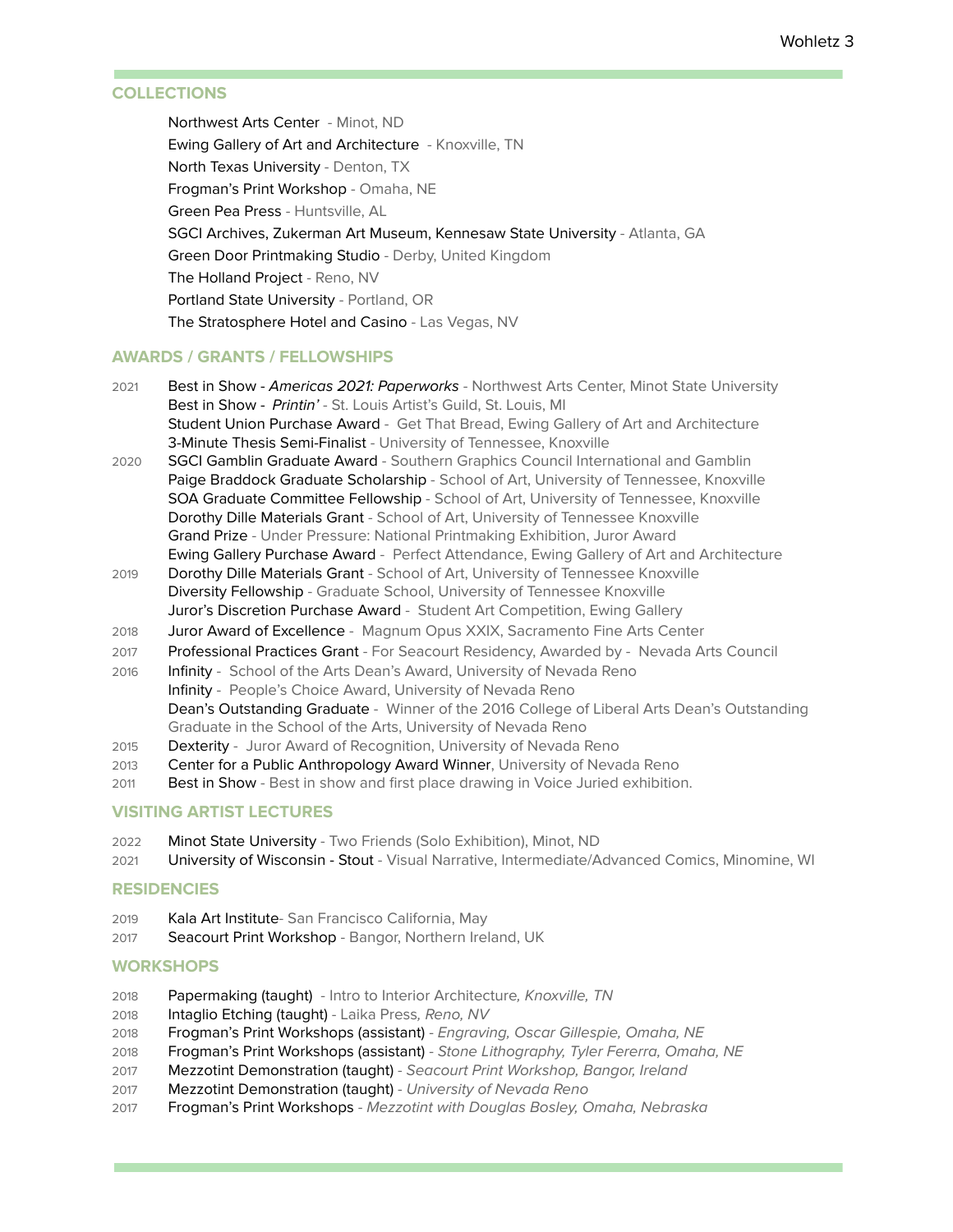## COLLECTIONS

Northwest Arts Center - Minot, ND
Ewing Gallery of Art and Architecture - Knoxville, TN
North Texas University - Denton, TX
Frogman's Print Workshop - Omaha, NE
Green Pea Press - Huntsville, AL
SGCI Archives, Zukerman Art Museum, Kennesaw State University - Atlanta, GA
Green Door Printmaking Studio - Derby, United Kingdom
The Holland Project - Reno, NV
Portland State University - Portland, OR
The Stratosphere Hotel and Casino - Las Vegas, NV

## AWARDS / GRANTS / FELLOWSHIPS

2021 Best in Show - *Americas 2021: Paperworks* - Northwest Arts Center, Minot State University
Best in Show - *Printin'* - St. Louis Artist's Guild, St. Louis, MI
Student Union Purchase Award - Get That Bread, Ewing Gallery of Art and Architecture
3-Minute Thesis Semi-Finalist - University of Tennessee, Knoxville

2020 SGCI Gamblin Graduate Award - Southern Graphics Council International and Gamblin
Paige Braddock Graduate Scholarship - School of Art, University of Tennessee, Knoxville
SOA Graduate Committee Fellowship - School of Art, University of Tennessee, Knoxville
Dorothy Dille Materials Grant - School of Art, University of Tennessee Knoxville
Grand Prize - Under Pressure: National Printmaking Exhibition, Juror Award
Ewing Gallery Purchase Award - Perfect Attendance, Ewing Gallery of Art and Architecture

2019 Dorothy Dille Materials Grant - School of Art, University of Tennessee Knoxville
Diversity Fellowship - Graduate School, University of Tennessee Knoxville
Juror's Discretion Purchase Award - Student Art Competition, Ewing Gallery

2018 Juror Award of Excellence - Magnum Opus XXIX, Sacramento Fine Arts Center

2017 Professional Practices Grant - For Seacourt Residency, Awarded by - Nevada Arts Council

2016 Infinity - School of the Arts Dean's Award, University of Nevada Reno
Infinity - People's Choice Award, University of Nevada Reno
Dean's Outstanding Graduate - Winner of the 2016 College of Liberal Arts Dean's Outstanding Graduate in the School of the Arts, University of Nevada Reno

2015 Dexterity - Juror Award of Recognition, University of Nevada Reno

2013 Center for a Public Anthropology Award Winner, University of Nevada Reno

2011 Best in Show - Best in show and first place drawing in Voice Juried exhibition.

## VISITING ARTIST LECTURES

2022 Minot State University - Two Friends (Solo Exhibition), Minot, ND

2021 University of Wisconsin - Stout - Visual Narrative, Intermediate/Advanced Comics, Minomine, WI

## RESIDENCIES

2019 Kala Art Institute- San Francisco California, May

2017 Seacourt Print Workshop - Bangor, Northern Ireland, UK

## WORKSHOPS

2018 Papermaking (taught) - Intro to Interior Architecture*, Knoxville, TN*

2018 Intaglio Etching (taught) - Laika Press*, Reno, NV*

2018 Frogman's Print Workshops (assistant) - *Engraving, Oscar Gillespie, Omaha, NE*

2018 Frogman's Print Workshops (assistant) - *Stone Lithography, Tyler Fererra, Omaha, NE*

2017 Mezzotint Demonstration (taught) - *Seacourt Print Workshop, Bangor, Ireland*

2017 Mezzotint Demonstration (taught) - *University of Nevada Reno*

2017 Frogman's Print Workshops - *Mezzotint with Douglas Bosley, Omaha, Nebraska*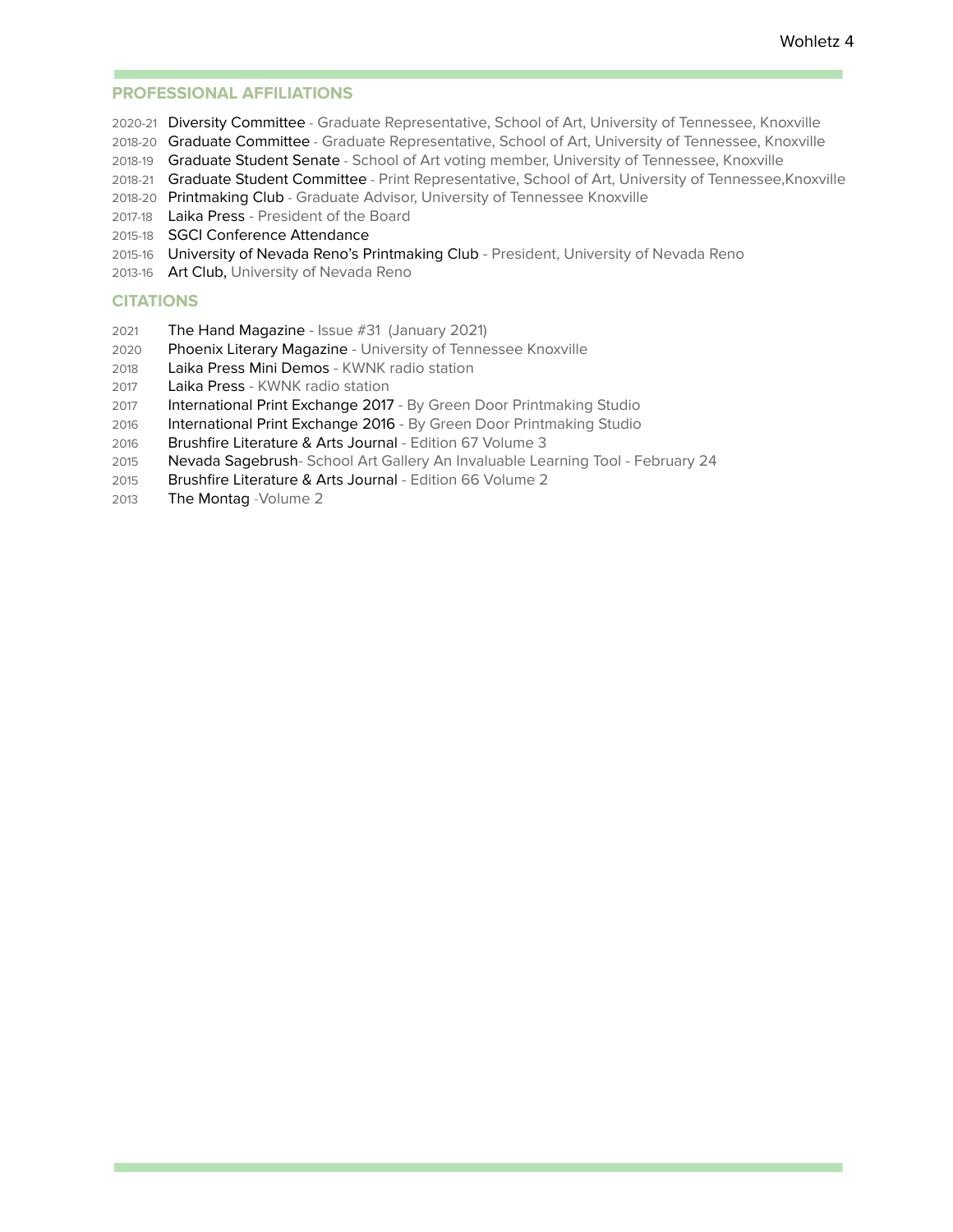## PROFESSIONAL AFFILIATIONS

2020-21 Diversity Committee - Graduate Representative, School of Art, University of Tennessee, Knoxville
2018-20 Graduate Committee - Graduate Representative, School of Art, University of Tennessee, Knoxville
2018-19 Graduate Student Senate - School of Art voting member, University of Tennessee, Knoxville
2018-21 Graduate Student Committee - Print Representative, School of Art, University of Tennessee,Knoxville
2018-20 Printmaking Club - Graduate Advisor, University of Tennessee Knoxville
2017-18 Laika Press - President of the Board
2015-18 SGCI Conference Attendance
2015-16 University of Nevada Reno's Printmaking Club - President, University of Nevada Reno
2013-16 Art Club, University of Nevada Reno

## CITATIONS

2021 The Hand Magazine - Issue #31 (January 2021)
2020 Phoenix Literary Magazine - University of Tennessee Knoxville
2018 Laika Press Mini Demos - KWNK radio station
2017 Laika Press - KWNK radio station
2017 International Print Exchange 2017 - By Green Door Printmaking Studio
2016 International Print Exchange 2016 - By Green Door Printmaking Studio
2016 Brushfire Literature & Arts Journal - Edition 67 Volume 3
2015 Nevada Sagebrush- School Art Gallery An Invaluable Learning Tool - February 24
2015 Brushfire Literature & Arts Journal - Edition 66 Volume 2
2013 The Montag -Volume 2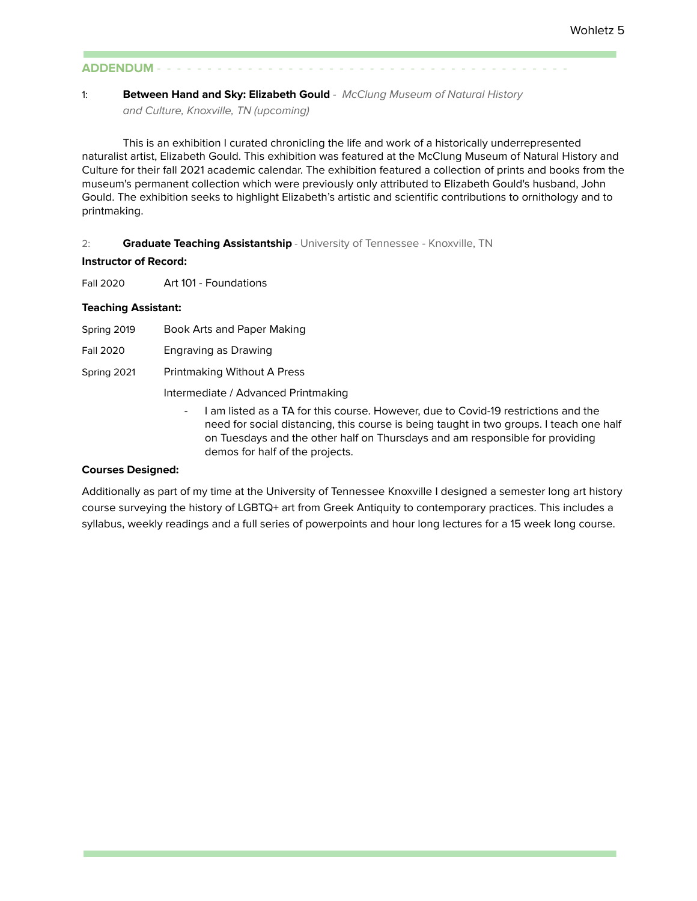## ADDENDUM

1: **Between Hand and Sky: Elizabeth Gould** - *McClung Museum of Natural History and Culture, Knoxville, TN (upcoming)*

This is an exhibition I curated chronicling the life and work of a historically underrepresented naturalist artist, Elizabeth Gould. This exhibition was featured at the McClung Museum of Natural History and Culture for their fall 2021 academic calendar. The exhibition featured a collection of prints and books from the museum's permanent collection which were previously only attributed to Elizabeth Gould's husband, John Gould. The exhibition seeks to highlight Elizabeth's artistic and scientific contributions to ornithology and to printmaking.

2: **Graduate Teaching Assistantship** - University of Tennessee - Knoxville, TN

**Instructor of Record:**

Fall 2020 Art 101 - Foundations

**Teaching Assistant:**

Spring 2019 Book Arts and Paper Making

Fall 2020 Engraving as Drawing

Spring 2021 Printmaking Without A Press

Intermediate / Advanced Printmaking

- I am listed as a TA for this course. However, due to Covid-19 restrictions and the need for social distancing, this course is being taught in two groups. I teach one half on Tuesdays and the other half on Thursdays and am responsible for providing demos for half of the projects.

**Courses Designed:**

Additionally as part of my time at the University of Tennessee Knoxville I designed a semester long art history course surveying the history of LGBTQ+ art from Greek Antiquity to contemporary practices. This includes a syllabus, weekly readings and a full series of powerpoints and hour long lectures for a 15 week long course.